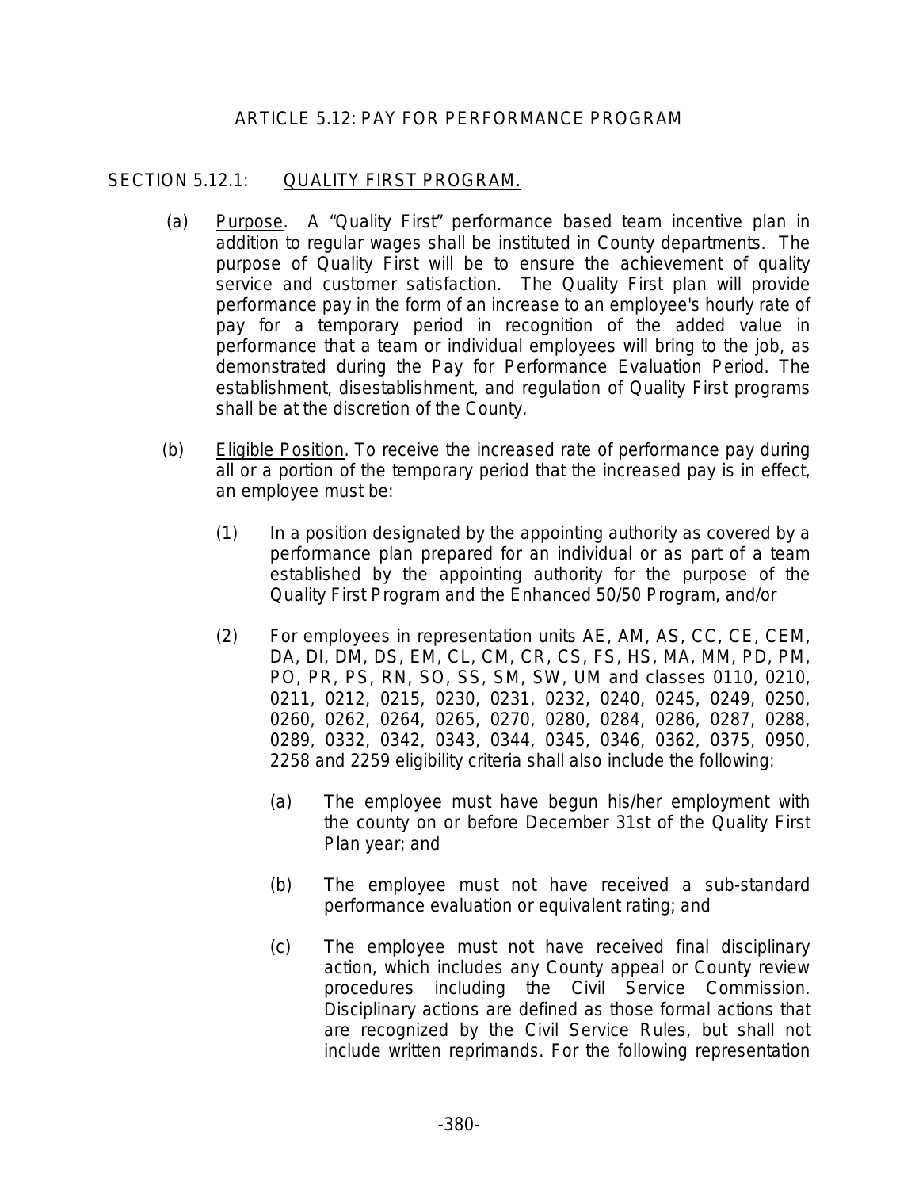# ARTICLE 5.12: PAY FOR PERFORMANCE PROGRAM

## SECTION 5.12.1: <u>QUALITY FIRST PROGRAM.</u>

(a) <u>Purpose</u>. A "Quality First" performance based team incentive plan in addition to regular wages shall be instituted in County departments. The purpose of Quality First will be to ensure the achievement of quality service and customer satisfaction. The Quality First plan will provide performance pay in the form of an increase to an employee's hourly rate of pay for a temporary period in recognition of the added value in performance that a team or individual employees will bring to the job, as demonstrated during the Pay for Performance Evaluation Period. The establishment, disestablishment, and regulation of Quality First programs shall be at the discretion of the County.

(b) <u>Eligible Position</u>. To receive the increased rate of performance pay during all or a portion of the temporary period that the increased pay is in effect, an employee must be:

(1) In a position designated by the appointing authority as covered by a performance plan prepared for an individual or as part of a team established by the appointing authority for the purpose of the Quality First Program and the Enhanced 50/50 Program, and/or

(2) For employees in representation units AE, AM, AS, CC, CE, CEM, DA, DI, DM, DS, EM, CL, CM, CR, CS, FS, HS, MA, MM, PD, PM, PO, PR, PS, RN, SO, SS, SM, SW, UM and classes 0110, 0210, 0211, 0212, 0215, 0230, 0231, 0232, 0240, 0245, 0249, 0250, 0260, 0262, 0264, 0265, 0270, 0280, 0284, 0286, 0287, 0288, 0289, 0332, 0342, 0343, 0344, 0345, 0346, 0362, 0375, 0950, 2258 and 2259 eligibility criteria shall also include the following:

(a) The employee must have begun his/her employment with the county on or before December 31st of the Quality First Plan year; and

(b) The employee must not have received a sub-standard performance evaluation or equivalent rating; and

(c) The employee must not have received final disciplinary action, which includes any County appeal or County review procedures including the Civil Service Commission. Disciplinary actions are defined as those formal actions that are recognized by the Civil Service Rules, but shall not include written reprimands. For the following representation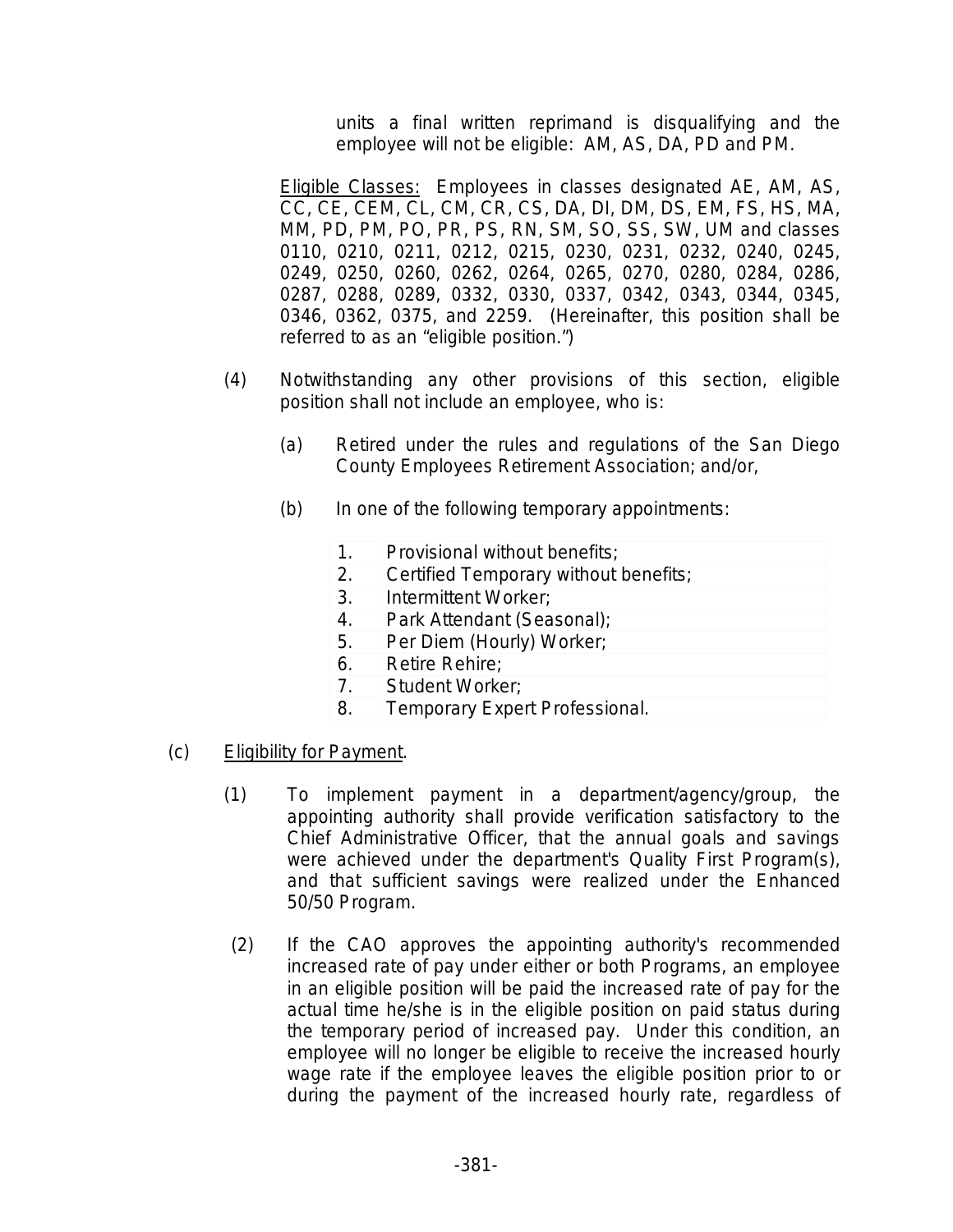units a final written reprimand is disqualifying and the employee will not be eligible: AM, AS, DA, PD and PM.

Eligible Classes: Employees in classes designated AE, AM, AS, CC, CE, CEM, CL, CM, CR, CS, DA, DI, DM, DS, EM, FS, HS, MA, MM, PD, PM, PO, PR, PS, RN, SM, SO, SS, SW, UM and classes 0110, 0210, 0211, 0212, 0215, 0230, 0231, 0232, 0240, 0245, 0249, 0250, 0260, 0262, 0264, 0265, 0270, 0280, 0284, 0286, 0287, 0288, 0289, 0332, 0330, 0337, 0342, 0343, 0344, 0345, 0346, 0362, 0375, and 2259. (Hereinafter, this position shall be referred to as an "eligible position.")

(4) Notwithstanding any other provisions of this section, eligible position shall not include an employee, who is:

(a) Retired under the rules and regulations of the San Diego County Employees Retirement Association; and/or,

(b) In one of the following temporary appointments:

| | |
|---|---|
| 1. | Provisional without benefits; |
| 2. | Certified Temporary without benefits; |
| 3. | Intermittent Worker; |
| 4. | Park Attendant (Seasonal); |
| 5. | Per Diem (Hourly) Worker; |
| 6. | Retire Rehire; |
| 7. | Student Worker; |
| 8. | Temporary Expert Professional. |

(c) Eligibility for Payment.

(1) To implement payment in a department/agency/group, the appointing authority shall provide verification satisfactory to the Chief Administrative Officer, that the annual goals and savings were achieved under the department's Quality First Program(s), and that sufficient savings were realized under the Enhanced 50/50 Program.

(2) If the CAO approves the appointing authority's recommended increased rate of pay under either or both Programs, an employee in an eligible position will be paid the increased rate of pay for the actual time he/she is in the eligible position on paid status during the temporary period of increased pay. Under this condition, an employee will no longer be eligible to receive the increased hourly wage rate if the employee leaves the eligible position prior to or during the payment of the increased hourly rate, regardless of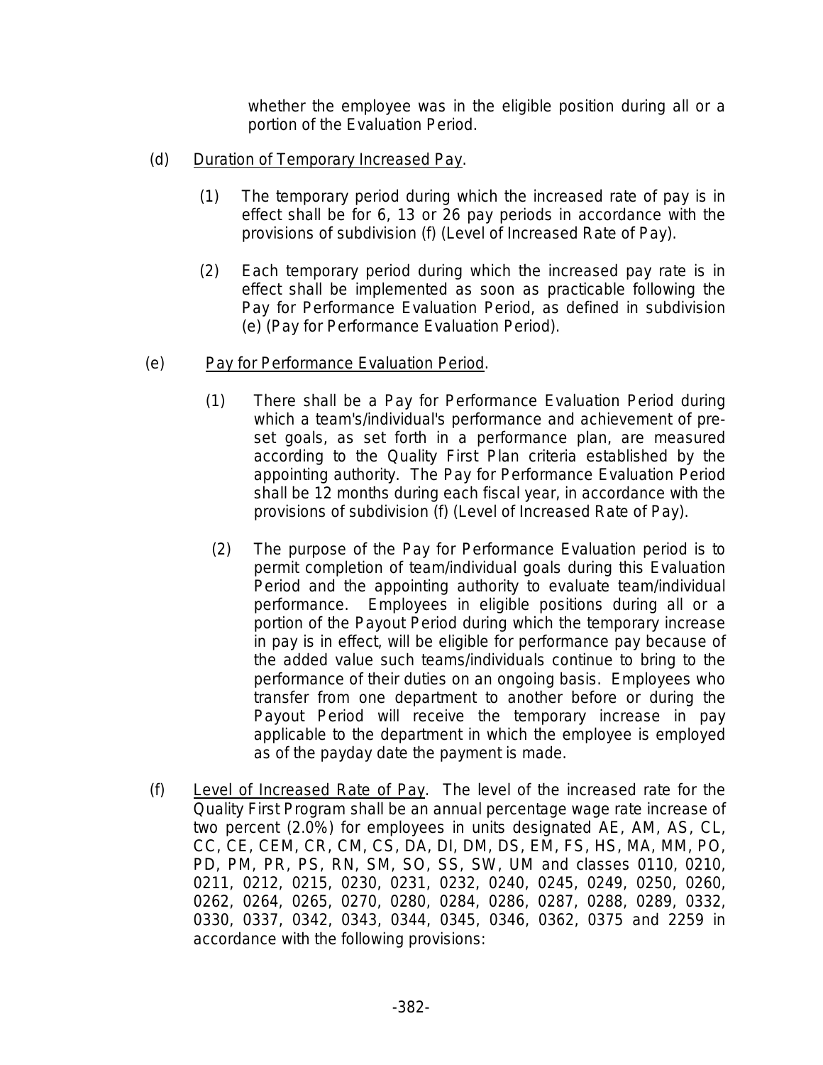whether the employee was in the eligible position during all or a portion of the Evaluation Period.

(d) Duration of Temporary Increased Pay.

(1) The temporary period during which the increased rate of pay is in effect shall be for 6, 13 or 26 pay periods in accordance with the provisions of subdivision (f) (Level of Increased Rate of Pay).

(2) Each temporary period during which the increased pay rate is in effect shall be implemented as soon as practicable following the Pay for Performance Evaluation Period, as defined in subdivision (e) (Pay for Performance Evaluation Period).

(e) Pay for Performance Evaluation Period.

(1) There shall be a Pay for Performance Evaluation Period during which a team's/individual's performance and achievement of pre-set goals, as set forth in a performance plan, are measured according to the Quality First Plan criteria established by the appointing authority. The Pay for Performance Evaluation Period shall be 12 months during each fiscal year, in accordance with the provisions of subdivision (f) (Level of Increased Rate of Pay).

(2) The purpose of the Pay for Performance Evaluation period is to permit completion of team/individual goals during this Evaluation Period and the appointing authority to evaluate team/individual performance. Employees in eligible positions during all or a portion of the Payout Period during which the temporary increase in pay is in effect, will be eligible for performance pay because of the added value such teams/individuals continue to bring to the performance of their duties on an ongoing basis. Employees who transfer from one department to another before or during the Payout Period will receive the temporary increase in pay applicable to the department in which the employee is employed as of the payday date the payment is made.

(f) Level of Increased Rate of Pay. The level of the increased rate for the Quality First Program shall be an annual percentage wage rate increase of two percent (2.0%) for employees in units designated AE, AM, AS, CL, CC, CE, CEM, CR, CM, CS, DA, DI, DM, DS, EM, FS, HS, MA, MM, PO, PD, PM, PR, PS, RN, SM, SO, SS, SW, UM and classes 0110, 0210, 0211, 0212, 0215, 0230, 0231, 0232, 0240, 0245, 0249, 0250, 0260, 0262, 0264, 0265, 0270, 0280, 0284, 0286, 0287, 0288, 0289, 0332, 0330, 0337, 0342, 0343, 0344, 0345, 0346, 0362, 0375 and 2259 in accordance with the following provisions: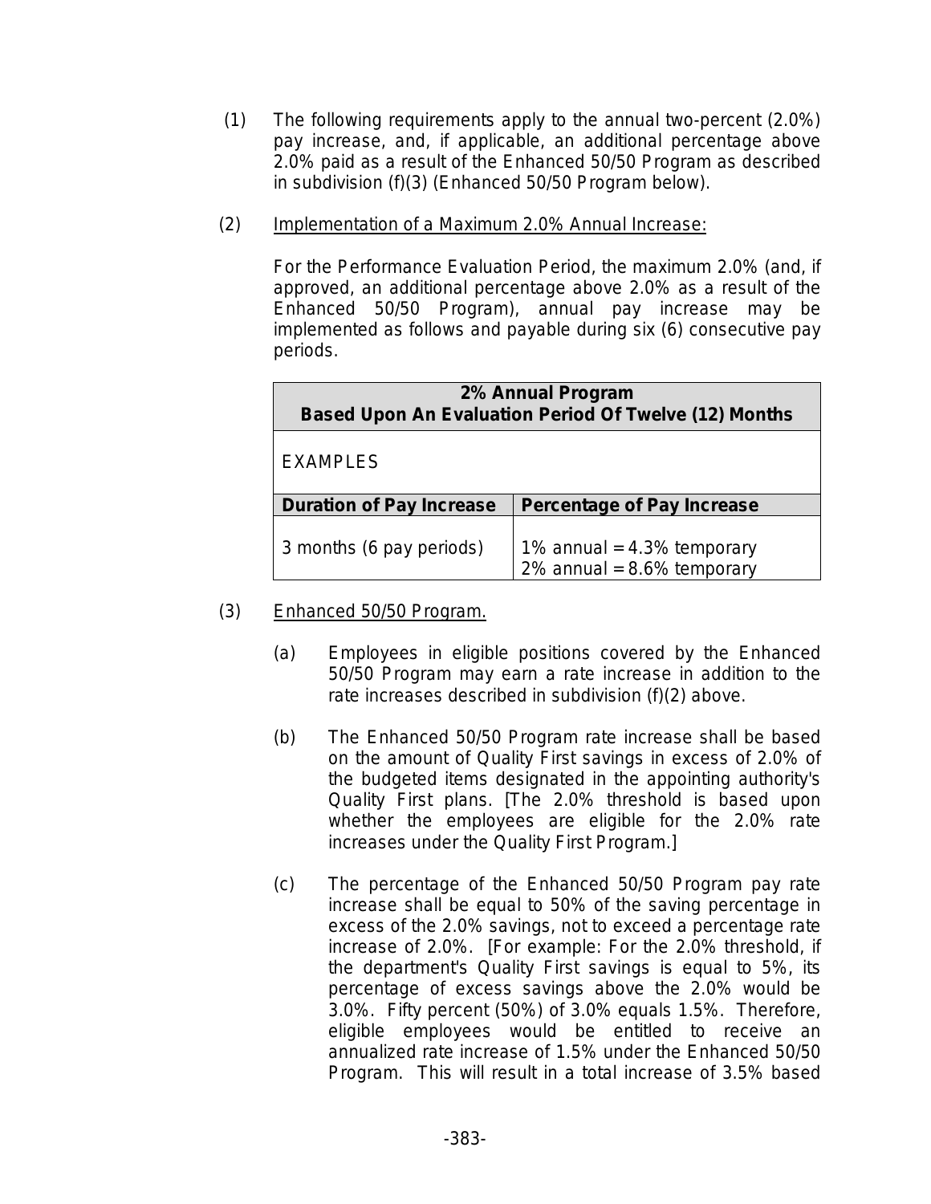(1) The following requirements apply to the annual two-percent (2.0%) pay increase, and, if applicable, an additional percentage above 2.0% paid as a result of the Enhanced 50/50 Program as described in subdivision (f)(3) (Enhanced 50/50 Program below).

(2) Implementation of a Maximum 2.0% Annual Increase:

For the Performance Evaluation Period, the maximum 2.0% (and, if approved, an additional percentage above 2.0% as a result of the Enhanced 50/50 Program), annual pay increase may be implemented as follows and payable during six (6) consecutive pay periods.

| **2% Annual Program<br>Based Upon An Evaluation Period Of Twelve (12) Months** | |
|---|---|
| EXAMPLES | |
| **Duration of Pay Increase** | **Percentage of Pay Increase** |
| 3 months (6 pay periods) | 1% annual = 4.3% temporary<br>2% annual = 8.6% temporary |

(3) Enhanced 50/50 Program.

(a) Employees in eligible positions covered by the Enhanced 50/50 Program may earn a rate increase in addition to the rate increases described in subdivision (f)(2) above.

(b) The Enhanced 50/50 Program rate increase shall be based on the amount of Quality First savings in excess of 2.0% of the budgeted items designated in the appointing authority's Quality First plans. [The 2.0% threshold is based upon whether the employees are eligible for the 2.0% rate increases under the Quality First Program.]

(c) The percentage of the Enhanced 50/50 Program pay rate increase shall be equal to 50% of the saving percentage in excess of the 2.0% savings, not to exceed a percentage rate increase of 2.0%. [For example: For the 2.0% threshold, if the department's Quality First savings is equal to 5%, its percentage of excess savings above the 2.0% would be 3.0%. Fifty percent (50%) of 3.0% equals 1.5%. Therefore, eligible employees would be entitled to receive an annualized rate increase of 1.5% under the Enhanced 50/50 Program. This will result in a total increase of 3.5% based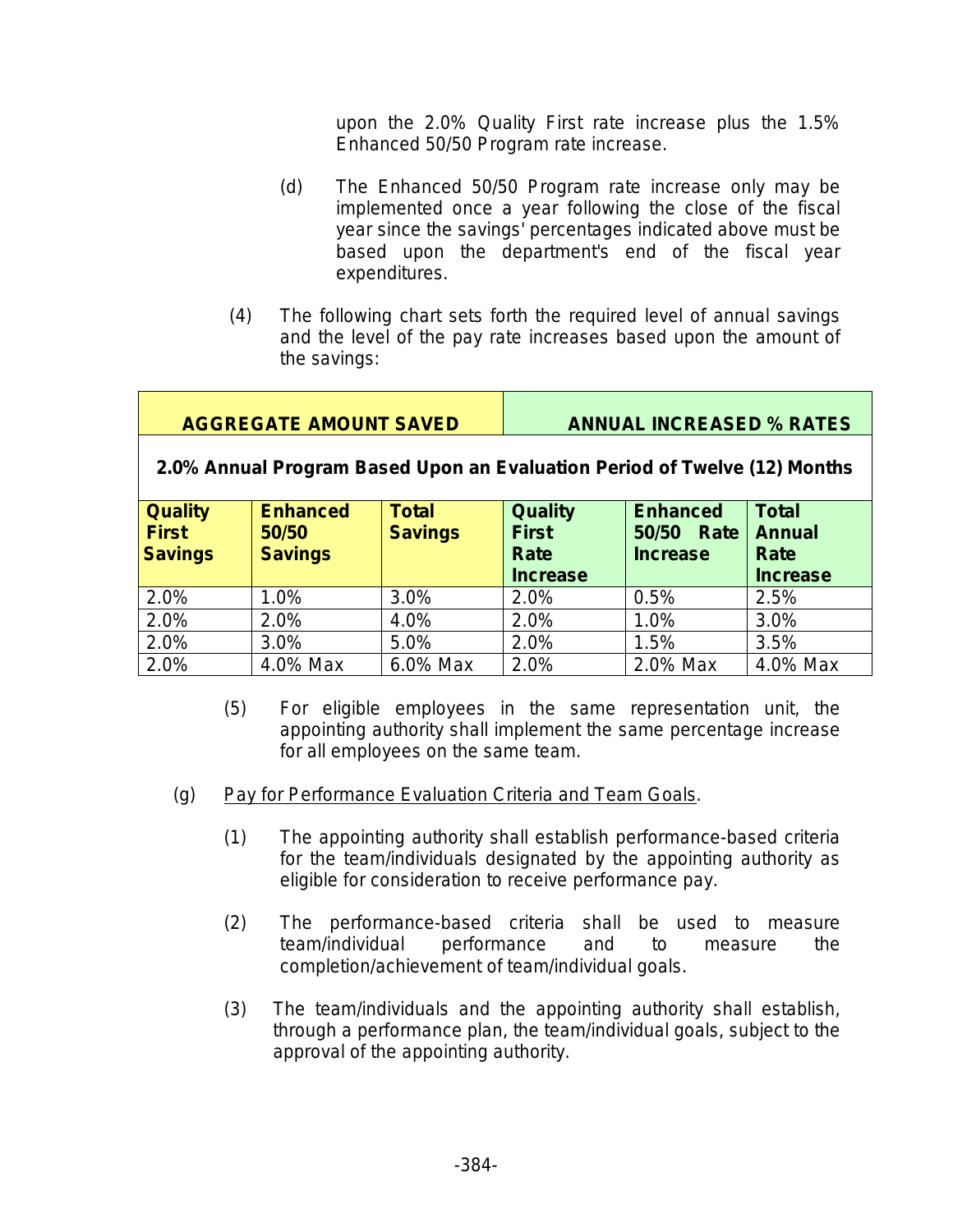upon the 2.0% Quality First rate increase plus the 1.5% Enhanced 50/50 Program rate increase.

(d) The Enhanced 50/50 Program rate increase only may be implemented once a year following the close of the fiscal year since the savings' percentages indicated above must be based upon the department's end of the fiscal year expenditures.

(4) The following chart sets forth the required level of annual savings and the level of the pay rate increases based upon the amount of the savings:

| **AGGREGATE AMOUNT SAVED** | | | **ANNUAL INCREASED % RATES** | | |
|---|---|---|---|---|---|
| **2.0% Annual Program Based Upon an Evaluation Period of Twelve (12) Months** | | | | | |
| **Quality First Savings** | **Enhanced 50/50 Savings** | **Total Savings** | **Quality First Rate Increase** | **Enhanced 50/50 Rate Increase** | **Total Annual Rate Increase** |
| 2.0% | 1.0% | 3.0% | 2.0% | 0.5% | 2.5% |
| 2.0% | 2.0% | 4.0% | 2.0% | 1.0% | 3.0% |
| 2.0% | 3.0% | 5.0% | 2.0% | 1.5% | 3.5% |
| 2.0% | 4.0% Max | 6.0% Max | 2.0% | 2.0% Max | 4.0% Max |

(5) For eligible employees in the same representation unit, the appointing authority shall implement the same percentage increase for all employees on the same team.

(g) Pay for Performance Evaluation Criteria and Team Goals.

(1) The appointing authority shall establish performance-based criteria for the team/individuals designated by the appointing authority as eligible for consideration to receive performance pay.

(2) The performance-based criteria shall be used to measure team/individual performance and to measure the completion/achievement of team/individual goals.

(3) The team/individuals and the appointing authority shall establish, through a performance plan, the team/individual goals, subject to the approval of the appointing authority.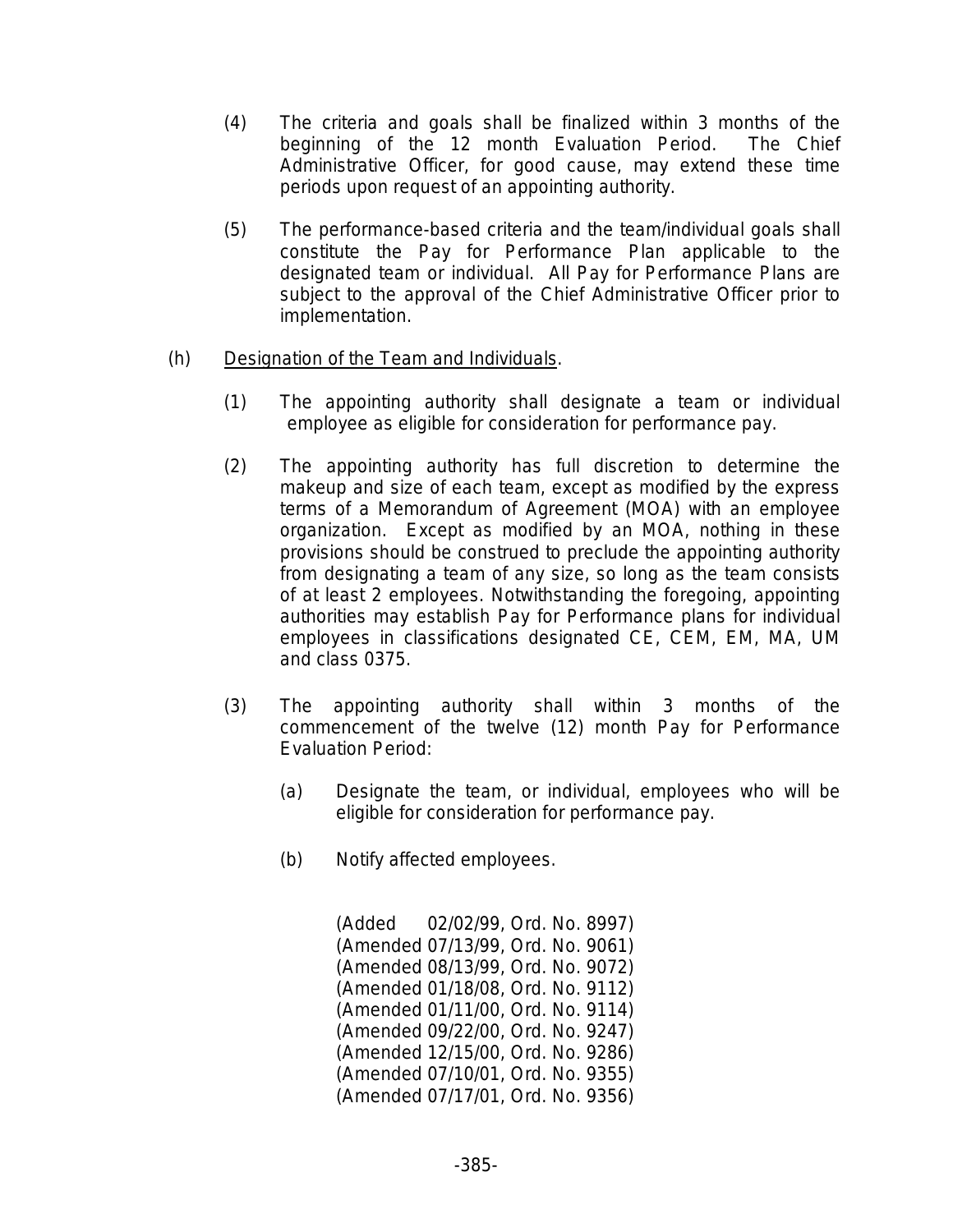(4) The criteria and goals shall be finalized within 3 months of the beginning of the 12 month Evaluation Period. The Chief Administrative Officer, for good cause, may extend these time periods upon request of an appointing authority.

(5) The performance-based criteria and the team/individual goals shall constitute the Pay for Performance Plan applicable to the designated team or individual. All Pay for Performance Plans are subject to the approval of the Chief Administrative Officer prior to implementation.

(h) Designation of the Team and Individuals.

(1) The appointing authority shall designate a team or individual employee as eligible for consideration for performance pay.

(2) The appointing authority has full discretion to determine the makeup and size of each team, except as modified by the express terms of a Memorandum of Agreement (MOA) with an employee organization. Except as modified by an MOA, nothing in these provisions should be construed to preclude the appointing authority from designating a team of any size, so long as the team consists of at least 2 employees. Notwithstanding the foregoing, appointing authorities may establish Pay for Performance plans for individual employees in classifications designated CE, CEM, EM, MA, UM and class 0375.

(3) The appointing authority shall within 3 months of the commencement of the twelve (12) month Pay for Performance Evaluation Period:

(a) Designate the team, or individual, employees who will be eligible for consideration for performance pay.

(b) Notify affected employees.

(Added 02/02/99, Ord. No. 8997)
(Amended 07/13/99, Ord. No. 9061)
(Amended 08/13/99, Ord. No. 9072)
(Amended 01/18/08, Ord. No. 9112)
(Amended 01/11/00, Ord. No. 9114)
(Amended 09/22/00, Ord. No. 9247)
(Amended 12/15/00, Ord. No. 9286)
(Amended 07/10/01, Ord. No. 9355)
(Amended 07/17/01, Ord. No. 9356)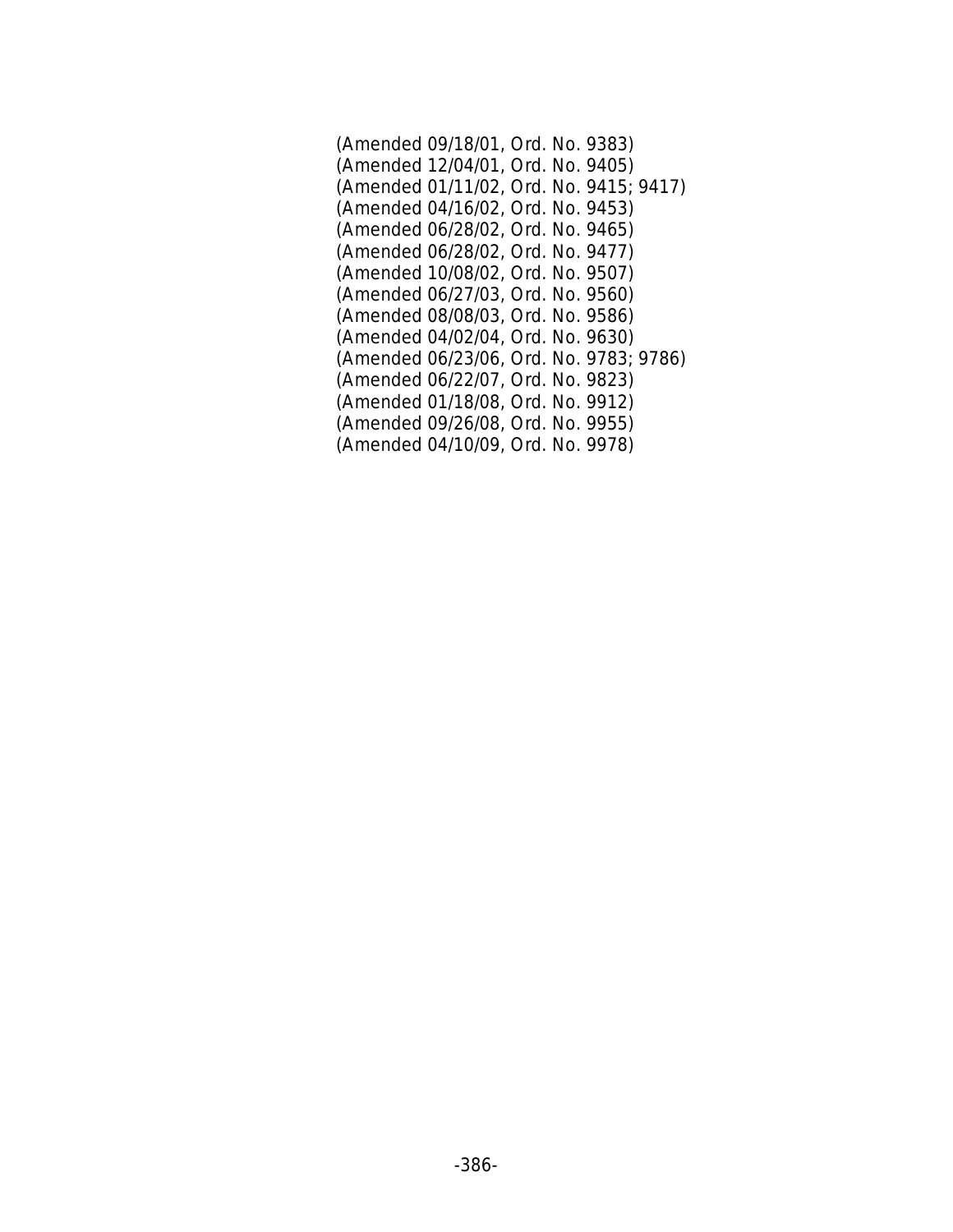(Amended 09/18/01, Ord. No. 9383)
(Amended 12/04/01, Ord. No. 9405)
(Amended 01/11/02, Ord. No. 9415; 9417)
(Amended 04/16/02, Ord. No. 9453)
(Amended 06/28/02, Ord. No. 9465)
(Amended 06/28/02, Ord. No. 9477)
(Amended 10/08/02, Ord. No. 9507)
(Amended 06/27/03, Ord. No. 9560)
(Amended 08/08/03, Ord. No. 9586)
(Amended 04/02/04, Ord. No. 9630)
(Amended 06/23/06, Ord. No. 9783; 9786)
(Amended 06/22/07, Ord. No. 9823)
(Amended 01/18/08, Ord. No. 9912)
(Amended 09/26/08, Ord. No. 9955)
(Amended 04/10/09, Ord. No. 9978)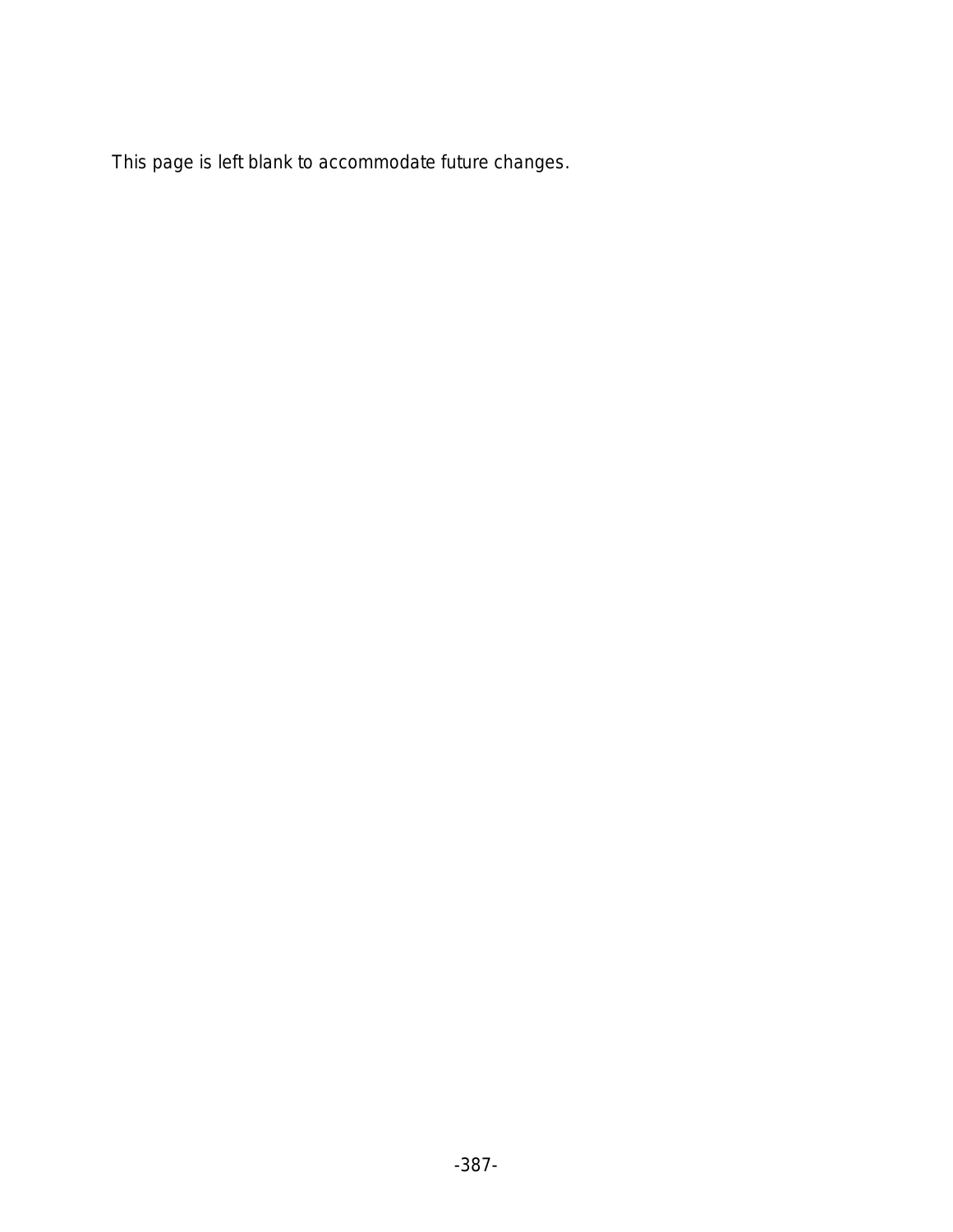This page is left blank to accommodate future changes.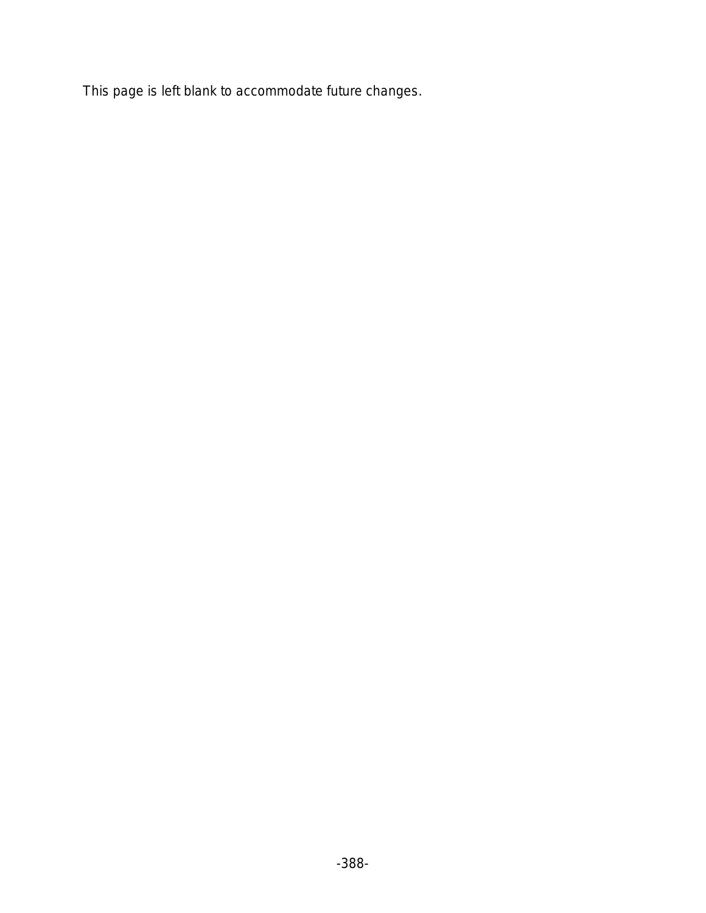This page is left blank to accommodate future changes.